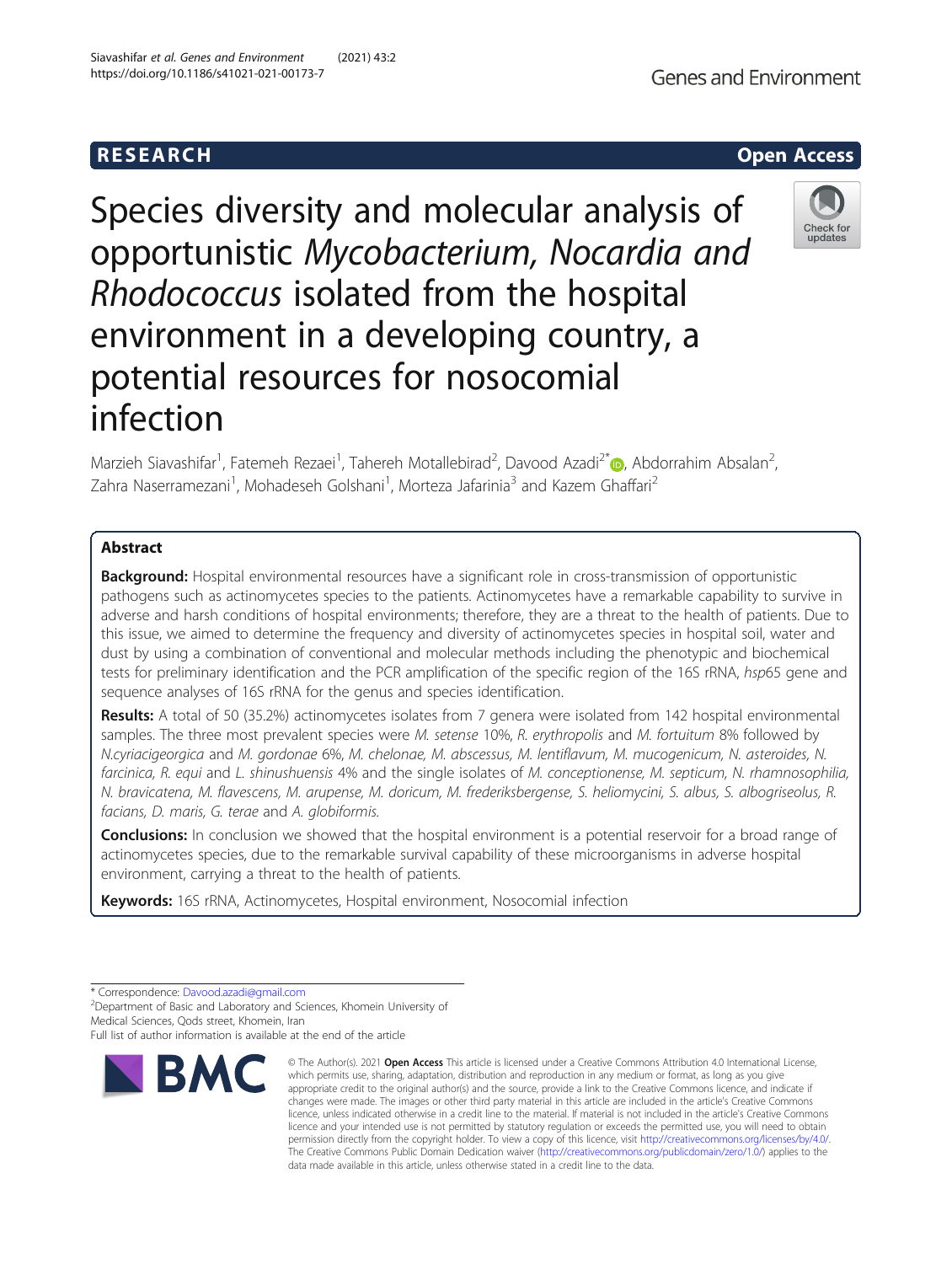RESEARCH Open Access

# Species diversity and molecular analysis of opportunistic *Mycobacterium, Nocardia and Rhodococcus* isolated from the hospital environment in a developing country, a potential resources for nosocomial infection

Marzieh Siavashifar[1], Fatemeh Rezaei[1], Tahereh Motallebirad[2], Davood Azadi[2*], Abdorrahim Absalan[2], Zahra Naserramezani[1], Mohadeseh Golshani[1], Morteza Jafarinia[3] and Kazem Ghaffari[2]

## Abstract

**Background:** Hospital environmental resources have a significant role in cross-transmission of opportunistic pathogens such as actinomycetes species to the patients. Actinomycetes have a remarkable capability to survive in adverse and harsh conditions of hospital environments; therefore, they are a threat to the health of patients. Due to this issue, we aimed to determine the frequency and diversity of actinomycetes species in hospital soil, water and dust by using a combination of conventional and molecular methods including the phenotypic and biochemical tests for preliminary identification and the PCR amplification of the specific region of the 16S rRNA, *hsp*65 gene and sequence analyses of 16S rRNA for the genus and species identification.

**Results:** A total of 50 (35.2%) actinomycetes isolates from 7 genera were isolated from 142 hospital environmental samples. The three most prevalent species were *M. setense* 10%, *R. erythropolis* and *M. fortuitum* 8% followed by *N.cyriacigeorgica* and *M. gordonae* 6%, *M. chelonae, M. abscessus, M. lentiflavum, M. mucogenicum, N. asteroides, N. farcinica, R. equi* and *L. shinushuensis* 4% and the single isolates of *M. conceptionense, M. septicum, N. rhamnosophilia, N. bravicatena, M. flavescens, M. arupense, M. doricum, M. frederiksbergense, S. heliomycini, S. albus, S. albogriseolus, R. facians, D. maris, G. terae* and *A. globiformis.*

**Conclusions:** In conclusion we showed that the hospital environment is a potential reservoir for a broad range of actinomycetes species, due to the remarkable survival capability of these microorganisms in adverse hospital environment, carrying a threat to the health of patients.

**Keywords:** 16S rRNA, Actinomycetes, Hospital environment, Nosocomial infection

---

* Correspondence: Davood.azadi@gmail.com
[2]Department of Basic and Laboratory and Sciences, Khomein University of Medical Sciences, Qods street, Khomein, Iran
Full list of author information is available at the end of the article

© The Author(s). 2021 **Open Access** This article is licensed under a Creative Commons Attribution 4.0 International License, which permits use, sharing, adaptation, distribution and reproduction in any medium or format, as long as you give appropriate credit to the original author(s) and the source, provide a link to the Creative Commons licence, and indicate if changes were made. The images or other third party material in this article are included in the article's Creative Commons licence, unless indicated otherwise in a credit line to the material. If material is not included in the article's Creative Commons licence and your intended use is not permitted by statutory regulation or exceeds the permitted use, you will need to obtain permission directly from the copyright holder. To view a copy of this licence, visit http://creativecommons.org/licenses/by/4.0/. The Creative Commons Public Domain Dedication waiver (http://creativecommons.org/publicdomain/zero/1.0/) applies to the data made available in this article, unless otherwise stated in a credit line to the data.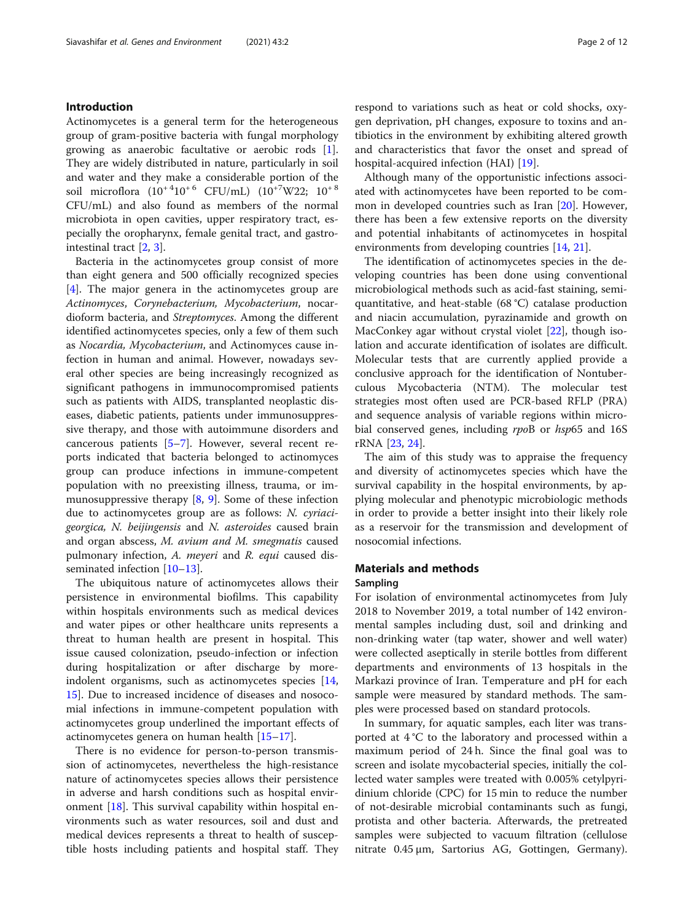## Introduction

Actinomycetes is a general term for the heterogeneous group of gram-positive bacteria with fungal morphology growing as anaerobic facultative or aerobic rods [1]. They are widely distributed in nature, particularly in soil and water and they make a considerable portion of the soil microflora ($10^{+4}10^{+6}$ CFU/mL) ($10^{+7}$W22; $10^{+8}$ CFU/mL) and also found as members of the normal microbiota in open cavities, upper respiratory tract, especially the oropharynx, female genital tract, and gastrointestinal tract [2, 3].

Bacteria in the actinomycetes group consist of more than eight genera and 500 officially recognized species [4]. The major genera in the actinomycetes group are *Actinomyces*, *Corynebacterium, Mycobacterium*, nocardioform bacteria, and *Streptomyces*. Among the different identified actinomycetes species, only a few of them such as *Nocardia, Mycobacterium*, and Actinomyces cause infection in human and animal. However, nowadays several other species are being increasingly recognized as significant pathogens in immunocompromised patients such as patients with AIDS, transplanted neoplastic diseases, diabetic patients, patients under immunosuppressive therapy, and those with autoimmune disorders and cancerous patients [5–7]. However, several recent reports indicated that bacteria belonged to actinomyces group can produce infections in immune-competent population with no preexisting illness, trauma, or immunosuppressive therapy [8, 9]. Some of these infection due to actinomycetes group are as follows: *N. cyriacigeorgica, N. beijingensis* and *N. asteroides* caused brain and organ abscess, *M. avium and M. smegmatis* caused pulmonary infection, *A. meyeri* and *R. equi* caused disseminated infection [10–13].

The ubiquitous nature of actinomycetes allows their persistence in environmental biofilms. This capability within hospitals environments such as medical devices and water pipes or other healthcare units represents a threat to human health are present in hospital. This issue caused colonization, pseudo-infection or infection during hospitalization or after discharge by more-indolent organisms, such as actinomycetes species [14, 15]. Due to increased incidence of diseases and nosocomial infections in immune-competent population with actinomycetes group underlined the important effects of actinomycetes genera on human health [15–17].

There is no evidence for person-to-person transmission of actinomycetes, nevertheless the high-resistance nature of actinomycetes species allows their persistence in adverse and harsh conditions such as hospital environment [18]. This survival capability within hospital environments such as water resources, soil and dust and medical devices represents a threat to health of susceptible hosts including patients and hospital staff. They respond to variations such as heat or cold shocks, oxygen deprivation, pH changes, exposure to toxins and antibiotics in the environment by exhibiting altered growth and characteristics that favor the onset and spread of hospital-acquired infection (HAI) [19].

Although many of the opportunistic infections associated with actinomycetes have been reported to be common in developed countries such as Iran [20]. However, there has been a few extensive reports on the diversity and potential inhabitants of actinomycetes in hospital environments from developing countries [14, 21].

The identification of actinomycetes species in the developing countries has been done using conventional microbiological methods such as acid-fast staining, semi-quantitative, and heat-stable (68 °C) catalase production and niacin accumulation, pyrazinamide and growth on MacConkey agar without crystal violet [22], though isolation and accurate identification of isolates are difficult. Molecular tests that are currently applied provide a conclusive approach for the identification of Nontuberculous Mycobacteria (NTM). The molecular test strategies most often used are PCR-based RFLP (PRA) and sequence analysis of variable regions within microbial conserved genes, including *rpo*B or *hsp*65 and 16S rRNA [23, 24].

The aim of this study was to appraise the frequency and diversity of actinomycetes species which have the survival capability in the hospital environments, by applying molecular and phenotypic microbiologic methods in order to provide a better insight into their likely role as a reservoir for the transmission and development of nosocomial infections.

## Materials and methods

### Sampling

For isolation of environmental actinomycetes from July 2018 to November 2019, a total number of 142 environmental samples including dust, soil and drinking and non-drinking water (tap water, shower and well water) were collected aseptically in sterile bottles from different departments and environments of 13 hospitals in the Markazi province of Iran. Temperature and pH for each sample were measured by standard methods. The samples were processed based on standard protocols.

In summary, for aquatic samples, each liter was transported at 4 °C to the laboratory and processed within a maximum period of 24 h. Since the final goal was to screen and isolate mycobacterial species, initially the collected water samples were treated with 0.005% cetylpyridinium chloride (CPC) for 15 min to reduce the number of not-desirable microbial contaminants such as fungi, protista and other bacteria. Afterwards, the pretreated samples were subjected to vacuum filtration (cellulose nitrate 0.45 μm, Sartorius AG, Gottingen, Germany).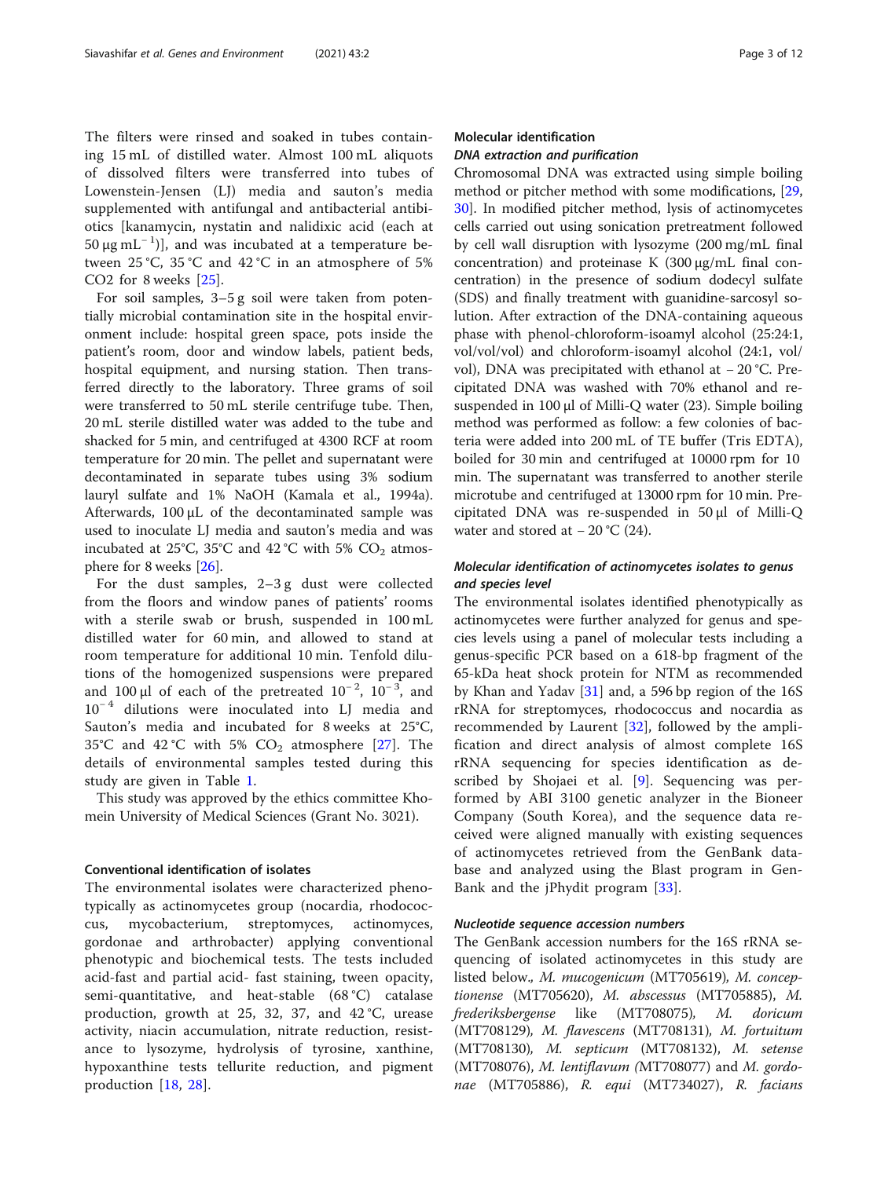The filters were rinsed and soaked in tubes containing 15 mL of distilled water. Almost 100 mL aliquots of dissolved filters were transferred into tubes of Lowenstein-Jensen (LJ) media and sauton's media supplemented with antifungal and antibacterial antibiotics [kanamycin, nystatin and nalidixic acid (each at $50\ \mu g\ mL^{-1}$)], and was incubated at a temperature between 25 °C, 35 °C and 42 °C in an atmosphere of 5% CO2 for 8 weeks [25].

For soil samples, 3–5 g soil were taken from potentially microbial contamination site in the hospital environment include: hospital green space, pots inside the patient's room, door and window labels, patient beds, hospital equipment, and nursing station. Then transferred directly to the laboratory. Three grams of soil were transferred to 50 mL sterile centrifuge tube. Then, 20 mL sterile distilled water was added to the tube and shacked for 5 min, and centrifuged at 4300 RCF at room temperature for 20 min. The pellet and supernatant were decontaminated in separate tubes using 3% sodium lauryl sulfate and 1% NaOH (Kamala et al., 1994a). Afterwards, 100 μL of the decontaminated sample was used to inoculate LJ media and sauton's media and was incubated at 25°C, 35°C and 42 °C with 5% $CO_2$ atmosphere for 8 weeks [26].

For the dust samples, 2–3 g dust were collected from the floors and window panes of patients' rooms with a sterile swab or brush, suspended in 100 mL distilled water for 60 min, and allowed to stand at room temperature for additional 10 min. Tenfold dilutions of the homogenized suspensions were prepared and 100 μl of each of the pretreated $10^{-2}$, $10^{-3}$, and $10^{-4}$ dilutions were inoculated into LJ media and Sauton's media and incubated for 8 weeks at 25°C, 35°C and 42 °C with 5% $CO_2$ atmosphere [27]. The details of environmental samples tested during this study are given in Table 1.

This study was approved by the ethics committee Khomein University of Medical Sciences (Grant No. 3021).

### Conventional identification of isolates

The environmental isolates were characterized phenotypically as actinomycetes group (nocardia, rhodococcus, mycobacterium, streptomyces, actinomyces, gordonae and arthrobacter) applying conventional phenotypic and biochemical tests. The tests included acid-fast and partial acid- fast staining, tween opacity, semi-quantitative, and heat-stable (68 °C) catalase production, growth at 25, 32, 37, and 42 °C, urease activity, niacin accumulation, nitrate reduction, resistance to lysozyme, hydrolysis of tyrosine, xanthine, hypoxanthine tests tellurite reduction, and pigment production [18, 28].

### Molecular identification

#### DNA extraction and purification

Chromosomal DNA was extracted using simple boiling method or pitcher method with some modifications, [29, 30]. In modified pitcher method, lysis of actinomycetes cells carried out using sonication pretreatment followed by cell wall disruption with lysozyme (200 mg/mL final concentration) and proteinase K (300 μg/mL final concentration) in the presence of sodium dodecyl sulfate (SDS) and finally treatment with guanidine-sarcosyl solution. After extraction of the DNA-containing aqueous phase with phenol-chloroform-isoamyl alcohol (25:24:1, vol/vol/vol) and chloroform-isoamyl alcohol (24:1, vol/vol), DNA was precipitated with ethanol at − 20 °C. Precipitated DNA was washed with 70% ethanol and resuspended in 100 μl of Milli-Q water (23). Simple boiling method was performed as follow: a few colonies of bacteria were added into 200 mL of TE buffer (Tris EDTA), boiled for 30 min and centrifuged at 10000 rpm for 10 min. The supernatant was transferred to another sterile microtube and centrifuged at 13000 rpm for 10 min. Precipitated DNA was re-suspended in 50 μl of Milli-Q water and stored at − 20 °C (24).

#### Molecular identification of actinomycetes isolates to genus and species level

The environmental isolates identified phenotypically as actinomycetes were further analyzed for genus and species levels using a panel of molecular tests including a genus-specific PCR based on a 618-bp fragment of the 65-kDa heat shock protein for NTM as recommended by Khan and Yadav [31] and, a 596 bp region of the 16S rRNA for streptomyces, rhodococcus and nocardia as recommended by Laurent [32], followed by the amplification and direct analysis of almost complete 16S rRNA sequencing for species identification as described by Shojaei et al. [9]. Sequencing was performed by ABI 3100 genetic analyzer in the Bioneer Company (South Korea), and the sequence data received were aligned manually with existing sequences of actinomycetes retrieved from the GenBank database and analyzed using the Blast program in GenBank and the jPhydit program [33].

#### Nucleotide sequence accession numbers

The GenBank accession numbers for the 16S rRNA sequencing of isolated actinomycetes in this study are listed below., *M. mucogenicum* (MT705619), *M. conceptionense* (MT705620), *M. abscessus* (MT705885), *M. frederiksbergense* like (MT708075), *M. doricum* (MT708129), *M. flavescens* (MT708131), *M. fortuitum* (MT708130), *M. septicum* (MT708132), *M. setense* (MT708076), *M. lentiflavum* (MT708077) and *M. gordonae* (MT705886), *R. equi* (MT734027), *R. facians*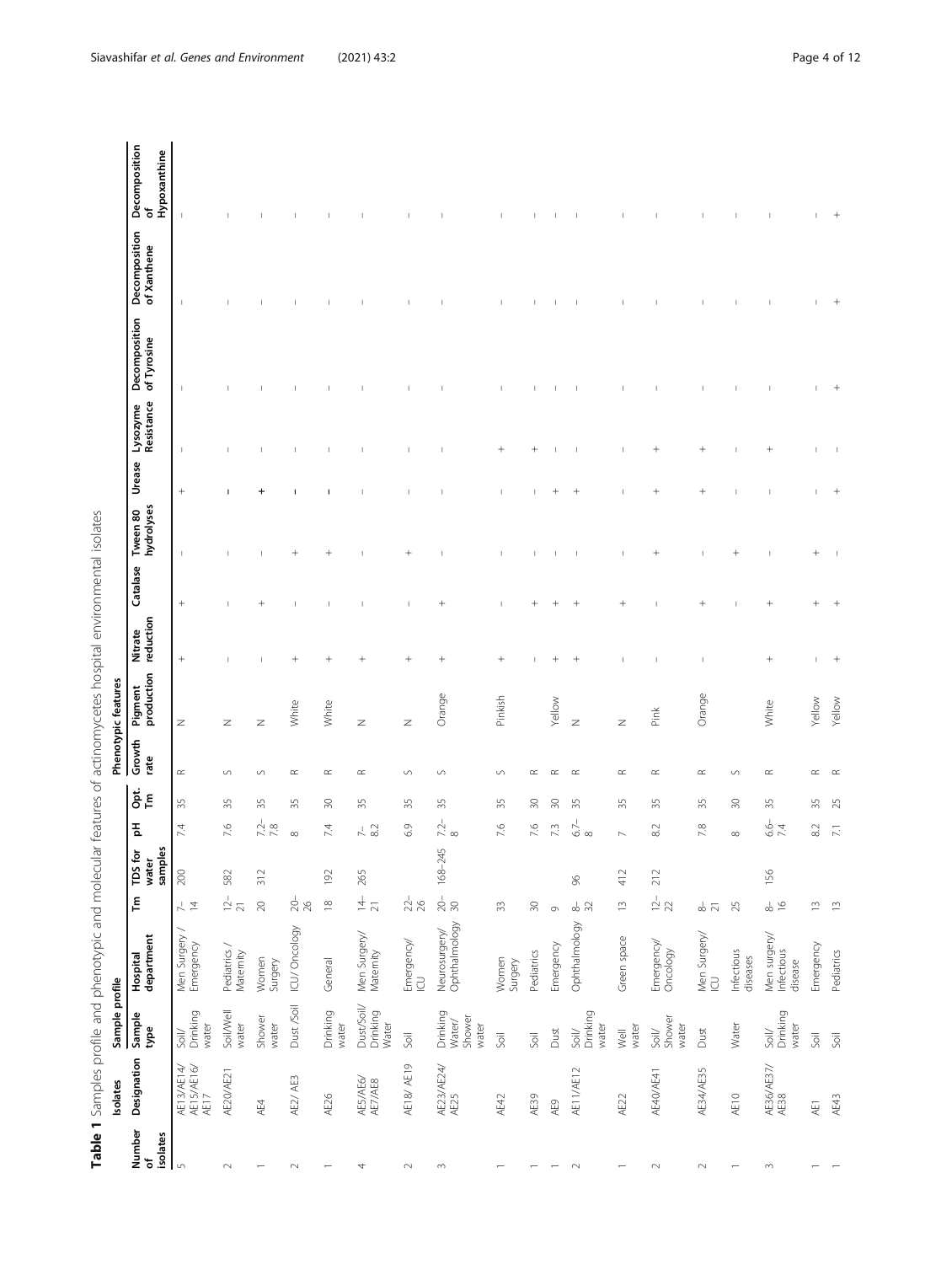**Table 1** Samples profile and phenotypic and molecular features of actinomycetes hospital environmental isolates

| Isolates | | Sample profile | | | | | | Phenotypic features | | | | | | | | | |
|---|---|---|---|---|---|---|---|---|---|---|---|---|---|---|---|---|---|
| Number of isolates | Designation | Sample type | Hospital department | Tm | TDS for water samples | pH | Opt. Tm | Growth rate | Pigment production | Nitrate reduction | Catalase | Tween 80 hydrolyses | Urease | Lysozyme Resistance | Decomposition of Tyrosine | Decomposition of Xanthene | Decomposition of Hypoxanthine |
| 5 | AE13/AE14/AE15/AE16/AE17 | Soil/Drinking water | Men Surgery / Emergency | 7–14 | 200 | 7.4 | 35 | R | N | + | + | – | + | – | – | – | – |
| 2 | AE20/AE21 | Soil/Well water | Pediatrics / Maternity | 12–21 | 582 | 7.6 | 35 | S | N | – | – | – | – | – | – | – | – |
| 1 | AE4 | Shower water | Women Surgery | 20 | 312 | 7.2–7.8 | 35 | S | N | – | + | – | + | – | – | – | – |
| 2 | AE2/ AE3 | Dust /Soil | ICU/ Oncology | 20–26 | | 8 | 35 | R | White | + | – | + | – | – | – | – | – |
| 1 | AE26 | Drinking water | General | 18 | 192 | 7.4 | 30 | R | White | + | – | + | – | – | – | – | – |
| 4 | AE5/AE6/AE7/AE8 | Dust/Soil/Drinking Water | Men Surgery/Maternity | 14–21 | 265 | 7–8.2 | 35 | R | N | + | – | – | – | – | – | – | – |
| 2 | AE18/ AE19 | Soil | Emergency/ICU | 22–26 | | 6.9 | 35 | S | N | + | – | + | – | – | – | – | – |
| 3 | AE23/AE24/AE25 | Drinking Water/Shower water | Neurosurgery/Ophthalmology | 20–30 | 168–245 | 7.2–8 | 35 | S | Orange | + | + | – | – | – | – | – | – |
| 1 | AE42 | Soil | Women Surgery | 33 | | 7.6 | 35 | S | Pinkish | + | – | – | – | + | – | – | – |
| 1 | AE39 | Soil | Pediatrics | 30 | | 7.6 | 30 | R | | – | + | – | – | + | – | – | – |
| 1 | AE9 | Dust | Emergency | 9 | | 7.3 | 30 | R | Yellow | + | + | – | + | – | – | – | – |
| 2 | AE11/AE12 | Soil/Drinking water | Ophthalmology | 8–32 | 96 | 6.7–8 | 35 | R | N | + | + | – | + | – | – | – | – |
| 1 | AE22 | Well water | Green space | 13 | 412 | 7 | 35 | R | N | – | + | – | – | – | – | – | – |
| 2 | AE40/AE41 | Soil/Shower water | Emergency/Oncology | 12–22 | 212 | 8.2 | 35 | R | Pink | – | – | + | + | + | – | – | – |
| 2 | AE34/AE35 | Dust | Men Surgery/ICU | 8–21 | | 7.8 | 35 | R | Orange | – | + | – | + | + | – | – | – |
| 1 | AE10 | Water | Infectious diseases | 25 | | 8 | 30 | S | | – | – | + | – | – | – | – | – |
| 3 | AE36/AE37/AE38 | Soil/Drinking water | Men surgery/Infectious disease | 8–16 | 156 | 6.6–7.4 | 35 | R | White | + | + | – | – | + | – | – | – |
| 1 | AE1 | Soil | Emergency | 13 | | 8.2 | 35 | R | Yellow | – | + | + | – | – | – | – | – |
| 1 | AE43 | Soil | Pediatrics | 13 | | 7.1 | 25 | R | Yellow | + | + | – | + | – | + | + | + |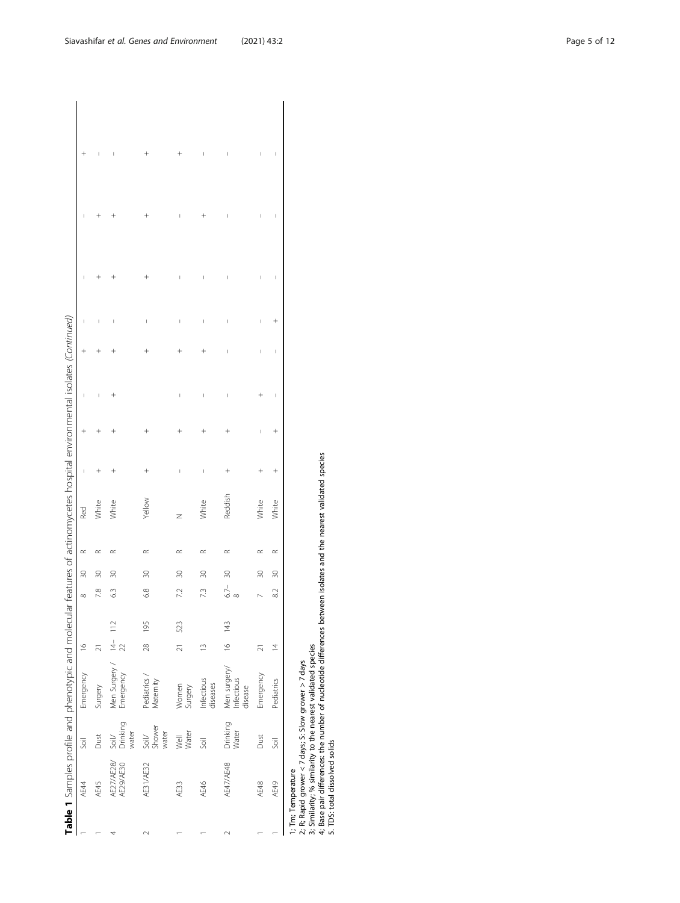**Table 1** Samples profile and phenotypic and molecular features of actinomycetes hospital environmental isolates *(Continued)*

| | | | | | | | | | | | | | | | | | |
|---|---|---|---|---|---|---|---|---|---|---|---|---|---|---|---|---|---|
| 1 | AE44 | Soil | Emergency | 16 | | 8 | 30 | R | Red | – | + | – | + | – | – | – | + |
| 1 | AE45 | Dust | Surgery | 21 | | 7.8 | 30 | R | White | + | + | – | + | – | + | + | – |
| 4 | AE27/AE28/ AE29/AE30 | Soil/ Drinking water | Men Surgery / Emergency | 14– 22 | 112 | 6.3 | 30 | R | White | + | + | + | + | – | + | + | – |
| 2 | AE31/AE32 | Soil/ Shower water | Pediatrics / Maternity | 28 | 195 | 6.8 | 30 | R | Yellow | + | + | | + | – | + | + | + |
| 1 | AE33 | Well Water | Women Surgery | 21 | 523 | 7.2 | 30 | R | N | – | + | – | + | – | – | – | + |
| 1 | AE46 | Soil | Infectious diseases | 13 | | 7.3 | 30 | R | White | – | + | – | + | – | – | + | – |
| 2 | AE47/AE48 | Drinking Water | Men surgery/ Infectious disease | 16 | 143 | 6.7– 8 | 30 | R | Reddish | + | + | – | – | – | – | – | – |
| 1 | AE48 | Dust | Emergency | 21 | | 7 | 30 | R | White | + | – | + | – | – | – | – | – |
| 1 | AE49 | Soil | Pediatrics | 14 | | 8.2 | 30 | R | White | + | + | – | – | + | – | – | – |

1; Tm; Temperature
2; R; Rapid grower < 7 days; S: Slow grower > 7 days
3; Similarity; % similarity to the nearest validated species
4; Base pair differences: the number of nucleotide differences between isolates and the nearest validated species
5. TDS: total dissolved solids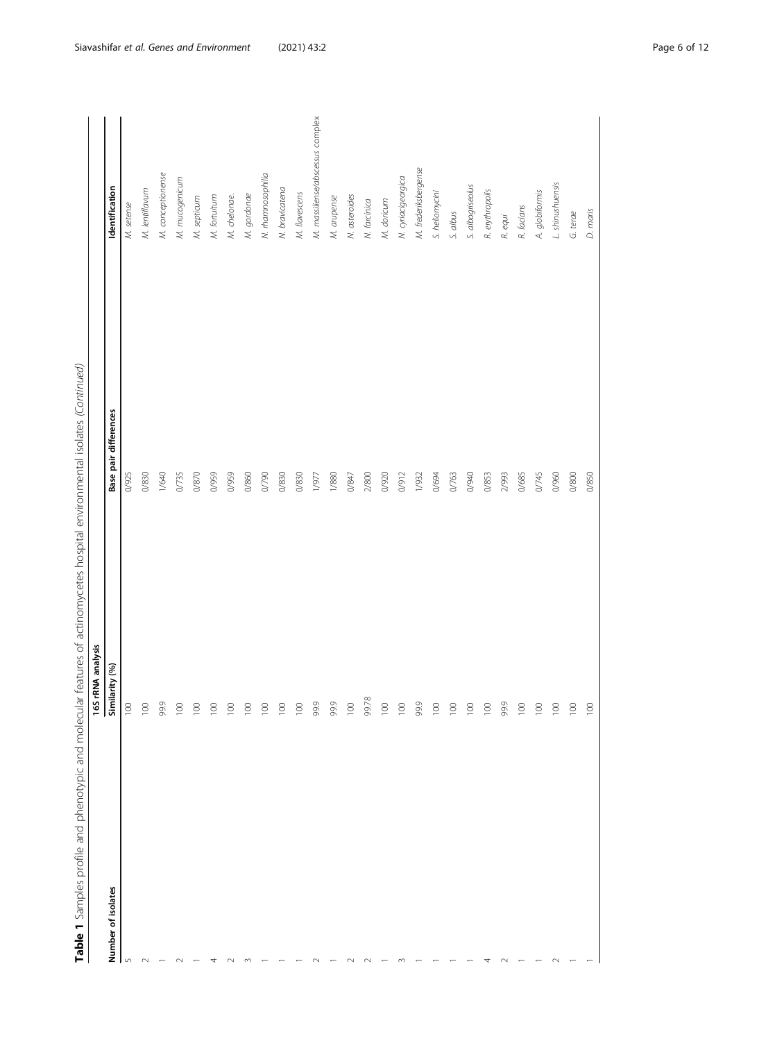**Table 1** Samples profile and phenotypic and molecular features of actinomycetes hospital environmental isolates *(Continued)*

| Number of isolates | 16S rRNA analysis | | Identification |
|---|---|---|---|
| | Similarity (%) | Base pair differences | |
| 5 | 100 | 0/925 | *M. setense* |
| 2 | 100 | 0/830 | *M. lentiflavum* |
| 1 | 99.9 | 1/640 | *M. conceptionense* |
| 2 | 100 | 0/735 | *M. mucogenicum* |
| 1 | 100 | 0/870 | *M. septicum* |
| 4 | 100 | 0/959 | *M. fortuitum* |
| 2 | 100 | 0/959 | *M. chelonae.* |
| 3 | 100 | 0/860 | *M. gordonae* |
| 1 | 100 | 0/790 | *N. rhamnosophilia* |
| 1 | 100 | 0/830 | *N. bravicatena* |
| 1 | 100 | 0/830 | *M. flavescens* |
| 2 | 99.9 | 1/977 | *M. massiliense/abscessus complex* |
| 1 | 99.9 | 1/880 | *M. arupense* |
| 2 | 100 | 0/847 | *N. asteroides* |
| 2 | 99.78 | 2/800 | *N. farcinica* |
| 1 | 100 | 0/920 | *M. doricum* |
| 3 | 100 | 0/912 | *N. cyriacigeorgica* |
| 1 | 99.9 | 1/932 | *M. frederiksbergense* |
| 1 | 100 | 0/694 | *S. heliomycini* |
| 1 | 100 | 0/763 | *S. albus* |
| 1 | 100 | 0/940 | *S. albogriseolus* |
| 4 | 100 | 0/853 | *R. erythropolis* |
| 2 | 99.9 | 2/993 | *R. equi* |
| 1 | 100 | 0/685 | *R. facians* |
| 1 | 100 | 0/745 | *A. globiformis* |
| 2 | 100 | 0/960 | *L. shinushuensis* |
| 1 | 100 | 0/800 | *G. terae* |
| 1 | 100 | 0/850 | *D. maris* |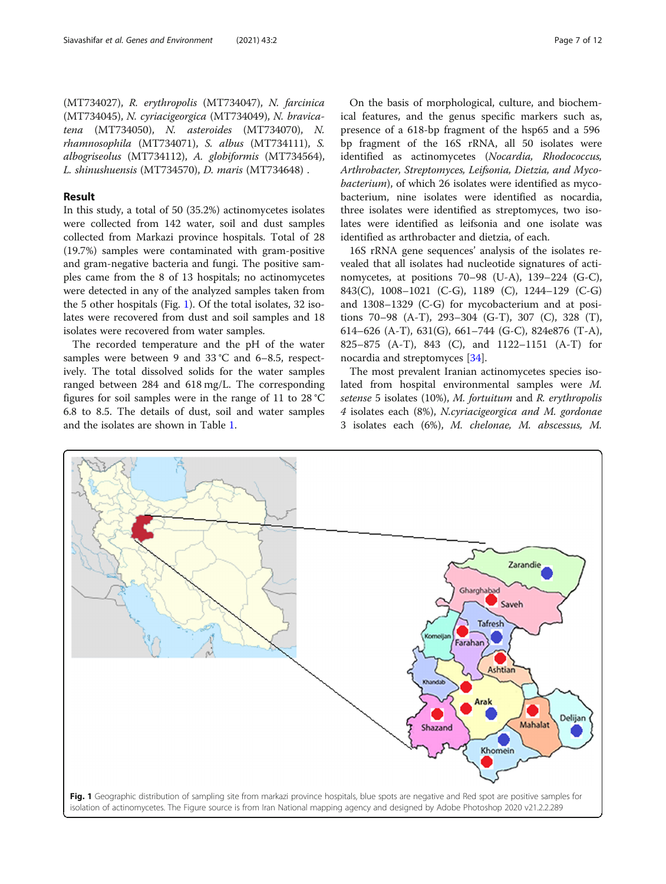(MT734027), *R. erythropolis* (MT734047), *N. farcinica* (MT734045), *N. cyriacigeorgica* (MT734049), *N. bravicatena* (MT734050), *N. asteroides* (MT734070), *N. rhamnosophila* (MT734071), *S. albus* (MT734111), *S. albogriseolus* (MT734112), *A. globiformis* (MT734564), *L. shinushuensis* (MT734570), *D. maris* (MT734648) .

## Result

In this study, a total of 50 (35.2%) actinomycetes isolates were collected from 142 water, soil and dust samples collected from Markazi province hospitals. Total of 28 (19.7%) samples were contaminated with gram-positive and gram-negative bacteria and fungi. The positive samples came from the 8 of 13 hospitals; no actinomycetes were detected in any of the analyzed samples taken from the 5 other hospitals (Fig. 1). Of the total isolates, 32 isolates were recovered from dust and soil samples and 18 isolates were recovered from water samples.

The recorded temperature and the pH of the water samples were between 9 and 33 °C and 6–8.5, respectively. The total dissolved solids for the water samples ranged between 284 and 618 mg/L. The corresponding figures for soil samples were in the range of 11 to 28 °C 6.8 to 8.5. The details of dust, soil and water samples and the isolates are shown in Table 1.

On the basis of morphological, culture, and biochemical features, and the genus specific markers such as, presence of a 618-bp fragment of the hsp65 and a 596 bp fragment of the 16S rRNA, all 50 isolates were identified as actinomycetes (*Nocardia, Rhodococcus, Arthrobacter, Streptomyces, Leifsonia, Dietzia, and Mycobacterium*), of which 26 isolates were identified as mycobacterium, nine isolates were identified as nocardia, three isolates were identified as streptomyces, two isolates were identified as leifsonia and one isolate was identified as arthrobacter and dietzia, of each.

16S rRNA gene sequences' analysis of the isolates revealed that all isolates had nucleotide signatures of actinomycetes, at positions 70–98 (U-A), 139–224 (G-C), 843(C), 1008–1021 (C-G), 1189 (C), 1244–129 (C-G) and 1308–1329 (C-G) for mycobacterium and at positions 70–98 (A-T), 293–304 (G-T), 307 (C), 328 (T), 614–626 (A-T), 631(G), 661–744 (G-C), 824e876 (T-A), 825–875 (A-T), 843 (C), and 1122–1151 (A-T) for nocardia and streptomyces [34].

The most prevalent Iranian actinomycetes species isolated from hospital environmental samples were *M. setense* 5 isolates (10%), *M. fortuitum* and *R. erythropolis* 4 isolates each (8%), *N.cyriacigeorgica and M. gordonae* 3 isolates each (6%), *M. chelonae, M. abscessus, M.*

**Fig. 1** Geographic distribution of sampling site from markazi province hospitals, blue spots are negative and Red spot are positive samples for isolation of actinomycetes. The Figure source is from Iran National mapping agency and designed by Adobe Photoshop 2020 v21.2.2.289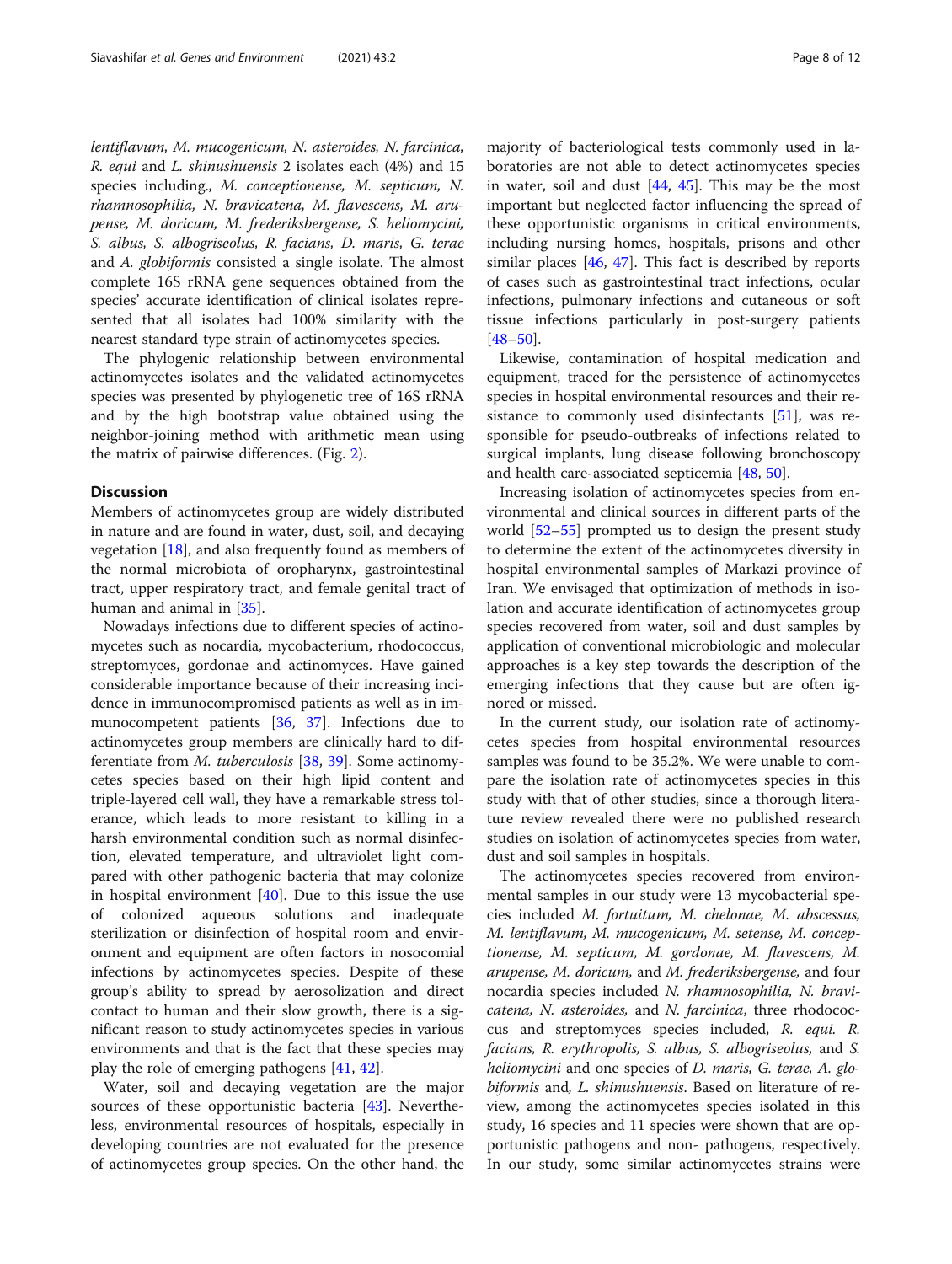*lentiflavum, M. mucogenicum, N. asteroides, N. farcinica, R. equi* and *L. shinushuensis* 2 isolates each (4%) and 15 species including., *M. conceptionense, M. septicum, N. rhamnosophilia, N. bravicatena, M. flavescens, M. arupense, M. doricum, M. frederiksbergense, S. heliomycini, S. albus, S. albogriseolus, R. facians, D. maris, G. terae* and *A. globiformis* consisted a single isolate. The almost complete 16S rRNA gene sequences obtained from the species' accurate identification of clinical isolates represented that all isolates had 100% similarity with the nearest standard type strain of actinomycetes species.

The phylogenic relationship between environmental actinomycetes isolates and the validated actinomycetes species was presented by phylogenetic tree of 16S rRNA and by the high bootstrap value obtained using the neighbor-joining method with arithmetic mean using the matrix of pairwise differences. (Fig. 2).

## Discussion

Members of actinomycetes group are widely distributed in nature and are found in water, dust, soil, and decaying vegetation [18], and also frequently found as members of the normal microbiota of oropharynx, gastrointestinal tract, upper respiratory tract, and female genital tract of human and animal in [35].

Nowadays infections due to different species of actinomycetes such as nocardia, mycobacterium, rhodococcus, streptomyces, gordonae and actinomyces. Have gained considerable importance because of their increasing incidence in immunocompromised patients as well as in immunocompetent patients [36, 37]. Infections due to actinomycetes group members are clinically hard to differentiate from *M. tuberculosis* [38, 39]. Some actinomycetes species based on their high lipid content and triple-layered cell wall, they have a remarkable stress tolerance, which leads to more resistant to killing in a harsh environmental condition such as normal disinfection, elevated temperature, and ultraviolet light compared with other pathogenic bacteria that may colonize in hospital environment [40]. Due to this issue the use of colonized aqueous solutions and inadequate sterilization or disinfection of hospital room and environment and equipment are often factors in nosocomial infections by actinomycetes species. Despite of these group's ability to spread by aerosolization and direct contact to human and their slow growth, there is a significant reason to study actinomycetes species in various environments and that is the fact that these species may play the role of emerging pathogens [41, 42].

Water, soil and decaying vegetation are the major sources of these opportunistic bacteria [43]. Nevertheless, environmental resources of hospitals, especially in developing countries are not evaluated for the presence of actinomycetes group species. On the other hand, the majority of bacteriological tests commonly used in laboratories are not able to detect actinomycetes species in water, soil and dust [44, 45]. This may be the most important but neglected factor influencing the spread of these opportunistic organisms in critical environments, including nursing homes, hospitals, prisons and other similar places [46, 47]. This fact is described by reports of cases such as gastrointestinal tract infections, ocular infections, pulmonary infections and cutaneous or soft tissue infections particularly in post-surgery patients [48–50].

Likewise, contamination of hospital medication and equipment, traced for the persistence of actinomycetes species in hospital environmental resources and their resistance to commonly used disinfectants [51], was responsible for pseudo-outbreaks of infections related to surgical implants, lung disease following bronchoscopy and health care-associated septicemia [48, 50].

Increasing isolation of actinomycetes species from environmental and clinical sources in different parts of the world [52–55] prompted us to design the present study to determine the extent of the actinomycetes diversity in hospital environmental samples of Markazi province of Iran. We envisaged that optimization of methods in isolation and accurate identification of actinomycetes group species recovered from water, soil and dust samples by application of conventional microbiologic and molecular approaches is a key step towards the description of the emerging infections that they cause but are often ignored or missed.

In the current study, our isolation rate of actinomycetes species from hospital environmental resources samples was found to be 35.2%. We were unable to compare the isolation rate of actinomycetes species in this study with that of other studies, since a thorough literature review revealed there were no published research studies on isolation of actinomycetes species from water, dust and soil samples in hospitals.

The actinomycetes species recovered from environmental samples in our study were 13 mycobacterial species included *M. fortuitum, M. chelonae, M. abscessus, M. lentiflavum, M. mucogenicum, M. setense, M. conceptionense, M. septicum, M. gordonae, M. flavescens, M. arupense, M. doricum,* and *M. frederiksbergense,* and four nocardia species included *N. rhamnosophilia, N. bravicatena, N. asteroides,* and *N. farcinica*, three rhodococcus and streptomyces species included, *R. equi. R. facians, R. erythropolis, S. albus, S. albogriseolus,* and *S. heliomycini* and one species of *D. maris, G. terae, A. globiformis* and, *L. shinushuensis*. Based on literature of review, among the actinomycetes species isolated in this study, 16 species and 11 species were shown that are opportunistic pathogens and non- pathogens, respectively. In our study, some similar actinomycetes strains were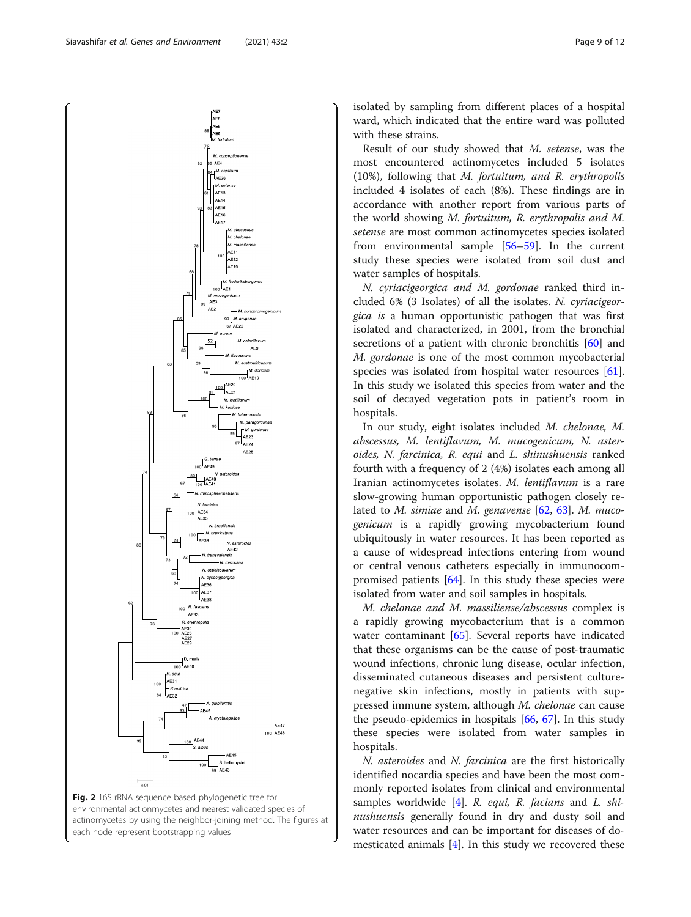Fig. 2 16S rRNA sequence based phylogenetic tree for environmental actionmycetes and nearest validated species of actinomycetes by using the neighbor-joining method. The figures at each node represent bootstrapping values

isolated by sampling from different places of a hospital ward, which indicated that the entire ward was polluted with these strains.

Result of our study showed that *M. setense*, was the most encountered actinomycetes included 5 isolates (10%), following that *M. fortuitum, and R. erythropolis* included 4 isolates of each (8%). These findings are in accordance with another report from various parts of the world showing *M. fortuitum, R. erythropolis and M. setense* are most common actinomycetes species isolated from environmental sample [56–59]. In the current study these species were isolated from soil dust and water samples of hospitals.

*N. cyriacigeorgica and M. gordonae* ranked third included 6% (3 Isolates) of all the isolates. *N. cyriacigeorgica is* a human opportunistic pathogen that was first isolated and characterized, in 2001, from the bronchial secretions of a patient with chronic bronchitis [60] and *M. gordonae* is one of the most common mycobacterial species was isolated from hospital water resources [61]. In this study we isolated this species from water and the soil of decayed vegetation pots in patient's room in hospitals.

In our study, eight isolates included *M. chelonae, M. abscessus, M. lentiflavum, M. mucogenicum, N. asteroides, N. farcinica, R. equi* and *L. shinushuensis* ranked fourth with a frequency of 2 (4%) isolates each among all Iranian actinomycetes isolates. *M. lentiflavum* is a rare slow-growing human opportunistic pathogen closely related to *M. simiae* and *M. genavense* [62, 63]. *M. mucogenicum* is a rapidly growing mycobacterium found ubiquitously in water resources. It has been reported as a cause of widespread infections entering from wound or central venous catheters especially in immunocompromised patients [64]. In this study these species were isolated from water and soil samples in hospitals.

*M. chelonae and M. massiliense/abscessus* complex is a rapidly growing mycobacterium that is a common water contaminant [65]. Several reports have indicated that these organisms can be the cause of post-traumatic wound infections, chronic lung disease, ocular infection, disseminated cutaneous diseases and persistent culture-negative skin infections, mostly in patients with suppressed immune system, although *M. chelonae* can cause the pseudo-epidemics in hospitals [66, 67]. In this study these species were isolated from water samples in hospitals.

*N. asteroides* and *N. farcinica* are the first historically identified nocardia species and have been the most commonly reported isolates from clinical and environmental samples worldwide [4]. *R. equi, R. facians* and *L. shinushuensis* generally found in dry and dusty soil and water resources and can be important for diseases of domesticated animals [4]. In this study we recovered these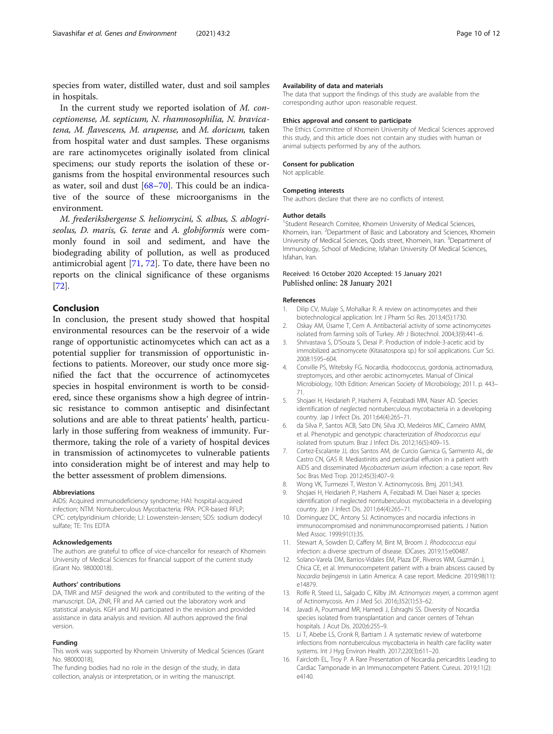species from water, distilled water, dust and soil samples in hospitals.

In the current study we reported isolation of *M. conceptionense, M. septicum, N. rhamnosophilia, N. bravicatena, M. flavescens, M. arupense,* and *M. doricum,* taken from hospital water and dust samples. These organisms are rare actinomycetes originally isolated from clinical specimens; our study reports the isolation of these organisms from the hospital environmental resources such as water, soil and dust [68–70]. This could be an indicative of the source of these microorganisms in the environment.

*M. frederiksbergense S. heliomycini, S. albus, S. ablogriseolus, D. maris, G. terae* and *A. globiformis* were commonly found in soil and sediment, and have the biodegrading ability of pollution, as well as produced antimicrobial agent [71, 72]. To date, there have been no reports on the clinical significance of these organisms [72].

## Conclusion

In conclusion, the present study showed that hospital environmental resources can be the reservoir of a wide range of opportunistic actinomycetes which can act as a potential supplier for transmission of opportunistic infections to patients. Moreover, our study once more signified the fact that the occurrence of actinomycetes species in hospital environment is worth to be considered, since these organisms show a high degree of intrinsic resistance to common antiseptic and disinfectant solutions and are able to threat patients' health, particularly in those suffering from weakness of immunity. Furthermore, taking the role of a variety of hospital devices in transmission of actinomycetes to vulnerable patients into consideration might be of interest and may help to the better assessment of problem dimensions.

#### Abbreviations

AIDS: Acquired immunodeficiency syndrome; HAI: hospital-acquired infection; NTM: Nontuberculous Mycobacteria; PRA: PCR-based RFLP; CPC: cetylpyridinium chloride; LJ: Lowenstein-Jensen; SDS: sodium dodecyl sulfate; TE: Tris EDTA

#### Acknowledgements

The authors are grateful to office of vice-chancellor for research of Khomein University of Medical Sciences for financial support of the current study (Grant No. 98000018).

#### Authors' contributions

DA, TMR and MSF designed the work and contributed to the writing of the manuscript. DA, ZNR, FR and AA carried out the laboratory work and statistical analysis. KGH and MJ participated in the revision and provided assistance in data analysis and revision. All authors approved the final version.

#### Funding

This work was supported by Khomein University of Medical Sciences (Grant No. 98000018),

The funding bodies had no role in the design of the study, in data collection, analysis or interpretation, or in writing the manuscript.

#### Availability of data and materials

The data that support the findings of this study are available from the corresponding author upon reasonable request.

#### Ethics approval and consent to participate

The Ethics Committee of Khomein University of Medical Sciences approved this study, and this article does not contain any studies with human or animal subjects performed by any of the authors.

#### Consent for publication

Not applicable.

#### Competing interests

The authors declare that there are no conflicts of interest.

#### Author details

[1]Student Research Comitee, Khomein University of Medical Sciences, Khomein, Iran. [2]Department of Basic and Laboratory and Sciences, Khomein University of Medical Sciences, Qods street, Khomein, Iran. [3]Department of Immunology, School of Medicine, Isfahan University Of Medical Sciences, Isfahan, Iran.

Received: 16 October 2020 Accepted: 15 January 2021
Published online: 28 January 2021

#### References

1. Dilip CV, Mulaje S, Mohalkar R. A review on actinomycetes and their biotechnological application. Int J Pharm Sci Res. 2013;4(5):1730.
2. Oskay AM, Üsame T, Cem A. Antibacterial activity of some actinomycetes isolated from farming soils of Turkey. Afr J Biotechnol. 2004;3(9):441–6.
3. Shrivastava S, D'Souza S, Desai P. Production of indole-3-acetic acid by immobilized actinomycete (Kitasatospora sp.) for soil applications. Curr Sci. 2008:1595–604.
4. Conville PS, Witebsky FG. Nocardia, rhodococcus, gordonia, actinomadura, streptomyces, and other aerobic actinomycetes. Manual of Clinical Microbiology, 10th Edition: American Society of Microbiology; 2011. p. 443–71.
5. Shojaei H, Heidarieh P, Hashemi A, Feizabadi MM, Naser AD. Species identification of neglected nontuberculous mycobacteria in a developing country. Jap J Infect Dis. 2011;64(4):265–71.
6. da Silva P, Santos ACB, Sato DN, Silva JO, Medeiros MIC, Carneiro AMM, et al. Phenotypic and genotypic characterization of *Rhodococcus equi* isolated from sputum. Braz J Infect Dis. 2012;16(5):409–15.
7. Cortez-Escalante JJ, dos Santos AM, de Curcio Garnica G, Sarmento AL, de Castro CN, GAS R. Mediastinitis and pericardial effusion in a patient with AIDS and disseminated *Mycobacterium avium* infection: a case report. Rev Soc Bras Med Trop. 2012;45(3):407–9.
8. Wong VK, Turmezei T, Weston V. Actinomycosis. Bmj. 2011;343.
9. Shojaei H, Heidarieh P, Hashemi A, Feizabadi M. Daei Naser a; species identification of neglected nontuberculous mycobacteria in a developing country. Jpn J Infect Dis. 2011;64(4):265–71.
10. Dominguez DC, Antony SJ. Actinomyces and nocardia infections in immunocompromised and nonimmunocompromised patients. J Nation Med Assoc. 1999;91(1):35.
11. Stewart A, Sowden D, Caffery M, Bint M, Broom J. *Rhodococcus equi* infection: a diverse spectrum of disease. IDCases. 2019;15:e00487.
12. Solano-Varela DM, Barrios-Vidales EM, Plaza DF, Riveros WM, Guzmán J, Chica CE, et al. Immunocompetent patient with a brain abscess caused by *Nocardia beijingensis* in Latin America: A case report. Medicine. 2019;98(11):e14879.
13. Rolfe R, Steed LL, Salgado C, Kilby JM. *Actinomyces meyeri*, a common agent of Actinomycosis. Am J Med Sci. 2016;352(1):53–62.
14. Javadi A, Pourmand MR, Hamedi J, Eshraghi SS. Diversity of Nocardia species isolated from transplantation and cancer centers of Tehran hospitals. J Acut Dis. 2020;6:255–9.
15. Li T, Abebe LS, Cronk R, Bartram J. A systematic review of waterborne infections from nontuberculous mycobacteria in health care facility water systems. Int J Hyg Environ Health. 2017;220(3):611–20.
16. Faircloth EL, Troy P. A Rare Presentation of Nocardia pericarditis Leading to Cardiac Tamponade in an Immunocompetent Patient. Cureus. 2019;11(2):e4140.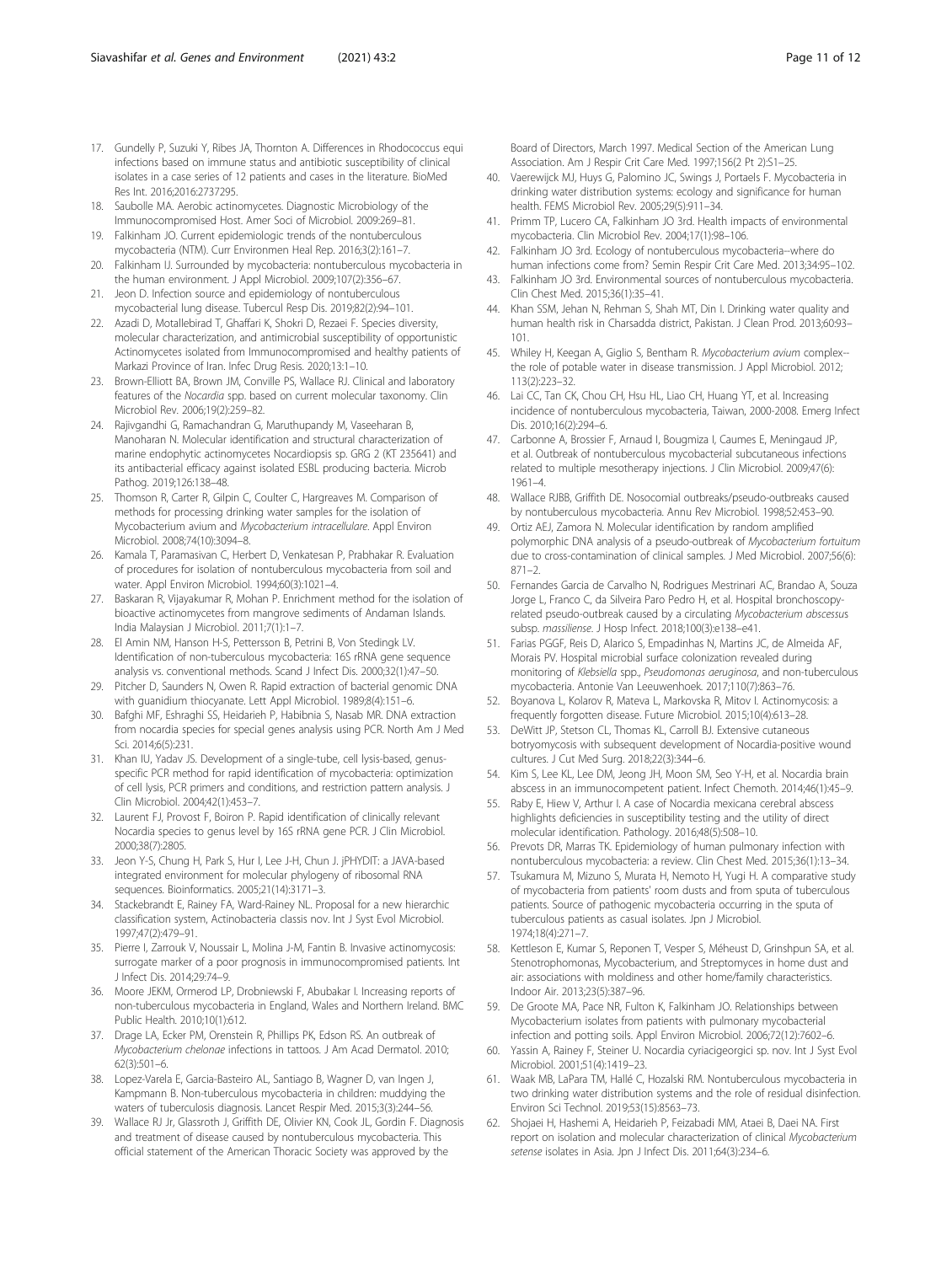17. Gundelly P, Suzuki Y, Ribes JA, Thornton A. Differences in Rhodococcus equi infections based on immune status and antibiotic susceptibility of clinical isolates in a case series of 12 patients and cases in the literature. BioMed Res Int. 2016;2016:2737295.
18. Saubolle MA. Aerobic actinomycetes. Diagnostic Microbiology of the Immunocompromised Host. Amer Soci of Microbiol. 2009:269–81.
19. Falkinham JO. Current epidemiologic trends of the nontuberculous mycobacteria (NTM). Curr Environmen Heal Rep. 2016;3(2):161–7.
20. Falkinham IJ. Surrounded by mycobacteria: nontuberculous mycobacteria in the human environment. J Appl Microbiol. 2009;107(2):356–67.
21. Jeon D. Infection source and epidemiology of nontuberculous mycobacterial lung disease. Tubercul Resp Dis. 2019;82(2):94–101.
22. Azadi D, Motallebirad T, Ghaffari K, Shokri D, Rezaei F. Species diversity, molecular characterization, and antimicrobial susceptibility of opportunistic Actinomycetes isolated from Immunocompromised and healthy patients of Markazi Province of Iran. Infec Drug Resis. 2020;13:1–10.
23. Brown-Elliott BA, Brown JM, Conville PS, Wallace RJ. Clinical and laboratory features of the *Nocardia* spp. based on current molecular taxonomy. Clin Microbiol Rev. 2006;19(2):259–82.
24. Rajivgandhi G, Ramachandran G, Maruthupandy M, Vaseeharan B, Manoharan N. Molecular identification and structural characterization of marine endophytic actinomycetes Nocardiopsis sp. GRG 2 (KT 235641) and its antibacterial efficacy against isolated ESBL producing bacteria. Microb Pathog. 2019;126:138–48.
25. Thomson R, Carter R, Gilpin C, Coulter C, Hargreaves M. Comparison of methods for processing drinking water samples for the isolation of Mycobacterium avium and *Mycobacterium intracellulare*. Appl Environ Microbiol. 2008;74(10):3094–8.
26. Kamala T, Paramasivan C, Herbert D, Venkatesan P, Prabhakar R. Evaluation of procedures for isolation of nontuberculous mycobacteria from soil and water. Appl Environ Microbiol. 1994;60(3):1021–4.
27. Baskaran R, Vijayakumar R, Mohan P. Enrichment method for the isolation of bioactive actinomycetes from mangrove sediments of Andaman Islands. India Malaysian J Microbiol. 2011;7(1):1–7.
28. El Amin NM, Hanson H-S, Pettersson B, Petrini B, Von Stedingk LV. Identification of non-tuberculous mycobacteria: 16S rRNA gene sequence analysis vs. conventional methods. Scand J Infect Dis. 2000;32(1):47–50.
29. Pitcher D, Saunders N, Owen R. Rapid extraction of bacterial genomic DNA with guanidium thiocyanate. Lett Appl Microbiol. 1989;8(4):151–6.
30. Bafghi MF, Eshraghi SS, Heidarieh P, Habibnia S, Nasab MR. DNA extraction from nocardia species for special genes analysis using PCR. North Am J Med Sci. 2014;6(5):231.
31. Khan IU, Yadav JS. Development of a single-tube, cell lysis-based, genus-specific PCR method for rapid identification of mycobacteria: optimization of cell lysis, PCR primers and conditions, and restriction pattern analysis. J Clin Microbiol. 2004;42(1):453–7.
32. Laurent FJ, Provost F, Boiron P. Rapid identification of clinically relevant Nocardia species to genus level by 16S rRNA gene PCR. J Clin Microbiol. 2000;38(7):2805.
33. Jeon Y-S, Chung H, Park S, Hur I, Lee J-H, Chun J. jPHYDIT: a JAVA-based integrated environment for molecular phylogeny of ribosomal RNA sequences. Bioinformatics. 2005;21(14):3171–3.
34. Stackebrandt E, Rainey FA, Ward-Rainey NL. Proposal for a new hierarchic classification system, Actinobacteria classis nov. Int J Syst Evol Microbiol. 1997;47(2):479–91.
35. Pierre I, Zarrouk V, Noussair L, Molina J-M, Fantin B. Invasive actinomycosis: surrogate marker of a poor prognosis in immunocompromised patients. Int J Infect Dis. 2014;29:74–9.
36. Moore JEKM, Ormerod LP, Drobniewski F, Abubakar I. Increasing reports of non-tuberculous mycobacteria in England, Wales and Northern Ireland. BMC Public Health. 2010;10(1):612.
37. Drage LA, Ecker PM, Orenstein R, Phillips PK, Edson RS. An outbreak of *Mycobacterium chelonae* infections in tattoos. J Am Acad Dermatol. 2010;62(3):501–6.
38. Lopez-Varela E, Garcia-Basteiro AL, Santiago B, Wagner D, van Ingen J, Kampmann B. Non-tuberculous mycobacteria in children: muddying the waters of tuberculosis diagnosis. Lancet Respir Med. 2015;3(3):244–56.
39. Wallace RJ Jr, Glassroth J, Griffith DE, Olivier KN, Cook JL, Gordin F. Diagnosis and treatment of disease caused by nontuberculous mycobacteria. This official statement of the American Thoracic Society was approved by the Board of Directors, March 1997. Medical Section of the American Lung Association. Am J Respir Crit Care Med. 1997;156(2 Pt 2):S1–25.
40. Vaerewijck MJ, Huys G, Palomino JC, Swings J, Portaels F. Mycobacteria in drinking water distribution systems: ecology and significance for human health. FEMS Microbiol Rev. 2005;29(5):911–34.
41. Primm TP, Lucero CA, Falkinham JO 3rd. Health impacts of environmental mycobacteria. Clin Microbiol Rev. 2004;17(1):98–106.
42. Falkinham JO 3rd. Ecology of nontuberculous mycobacteria--where do human infections come from? Semin Respir Crit Care Med. 2013;34:95–102.
43. Falkinham JO 3rd. Environmental sources of nontuberculous mycobacteria. Clin Chest Med. 2015;36(1):35–41.
44. Khan SSM, Jehan N, Rehman S, Shah MT, Din I. Drinking water quality and human health risk in Charsadda district, Pakistan. J Clean Prod. 2013;60:93–101.
45. Whiley H, Keegan A, Giglio S, Bentham R. *Mycobacterium avium* complex--the role of potable water in disease transmission. J Appl Microbiol. 2012;113(2):223–32.
46. Lai CC, Tan CK, Chou CH, Hsu HL, Liao CH, Huang YT, et al. Increasing incidence of nontuberculous mycobacteria, Taiwan, 2000-2008. Emerg Infect Dis. 2010;16(2):294–6.
47. Carbonne A, Brossier F, Arnaud I, Bougmiza I, Caumes E, Meningaud JP, et al. Outbreak of nontuberculous mycobacterial subcutaneous infections related to multiple mesotherapy injections. J Clin Microbiol. 2009;47(6):1961–4.
48. Wallace RJBB, Griffith DE. Nosocomial outbreaks/pseudo-outbreaks caused by nontuberculous mycobacteria. Annu Rev Microbiol. 1998;52:453–90.
49. Ortiz AEJ, Zamora N. Molecular identification by random amplified polymorphic DNA analysis of a pseudo-outbreak of *Mycobacterium fortuitum* due to cross-contamination of clinical samples. J Med Microbiol. 2007;56(6):871–2.
50. Fernandes Garcia de Carvalho N, Rodrigues Mestrinari AC, Brandao A, Souza Jorge L, Franco C, da Silveira Paro Pedro H, et al. Hospital bronchoscopy-related pseudo-outbreak caused by a circulating *Mycobacterium abscessus* subsp. *massiliense*. J Hosp Infect. 2018;100(3):e138–e41.
51. Farias PGGF, Reis D, Alarico S, Empadinhas N, Martins JC, de Almeida AF, Morais PV. Hospital microbial surface colonization revealed during monitoring of *Klebsiella* spp., *Pseudomonas aeruginosa*, and non-tuberculous mycobacteria. Antonie Van Leeuwenhoek. 2017;110(7):863–76.
52. Boyanova L, Kolarov R, Mateva L, Markovska R, Mitov I. Actinomycosis: a frequently forgotten disease. Future Microbiol. 2015;10(4):613–28.
53. DeWitt JP, Stetson CL, Thomas KL, Carroll BJ. Extensive cutaneous botryomycosis with subsequent development of Nocardia-positive wound cultures. J Cut Med Surg. 2018;22(3):344–6.
54. Kim S, Lee KL, Lee DM, Jeong JH, Moon SM, Seo Y-H, et al. Nocardia brain abscess in an immunocompetent patient. Infect Chemoth. 2014;46(1):45–9.
55. Raby E, Hiew V, Arthur I. A case of Nocardia mexicana cerebral abscess highlights deficiencies in susceptibility testing and the utility of direct molecular identification. Pathology. 2016;48(5):508–10.
56. Prevots DR, Marras TK. Epidemiology of human pulmonary infection with nontuberculous mycobacteria: a review. Clin Chest Med. 2015;36(1):13–34.
57. Tsukamura M, Mizuno S, Murata H, Nemoto H, Yugi H. A comparative study of mycobacteria from patients' room dusts and from sputa of tuberculous patients. Source of pathogenic mycobacteria occurring in the sputa of tuberculous patients as casual isolates. Jpn J Microbiol. 1974;18(4):271–7.
58. Kettleson E, Kumar S, Reponen T, Vesper S, Méheust D, Grinshpun SA, et al. Stenotrophomonas, Mycobacterium, and Streptomyces in home dust and air: associations with moldiness and other home/family characteristics. Indoor Air. 2013;23(5):387–96.
59. De Groote MA, Pace NR, Fulton K, Falkinham JO. Relationships between Mycobacterium isolates from patients with pulmonary mycobacterial infection and potting soils. Appl Environ Microbiol. 2006;72(12):7602–6.
60. Yassin A, Rainey F, Steiner U. Nocardia cyriacigeorgici sp. nov. Int J Syst Evol Microbiol. 2001;51(4):1419–23.
61. Waak MB, LaPara TM, Hallé C, Hozalski RM. Nontuberculous mycobacteria in two drinking water distribution systems and the role of residual disinfection. Environ Sci Technol. 2019;53(15):8563–73.
62. Shojaei H, Hashemi A, Heidarieh P, Feizabadi MM, Ataei B, Daei NA. First report on isolation and molecular characterization of clinical *Mycobacterium setense* isolates in Asia. Jpn J Infect Dis. 2011;64(3):234–6.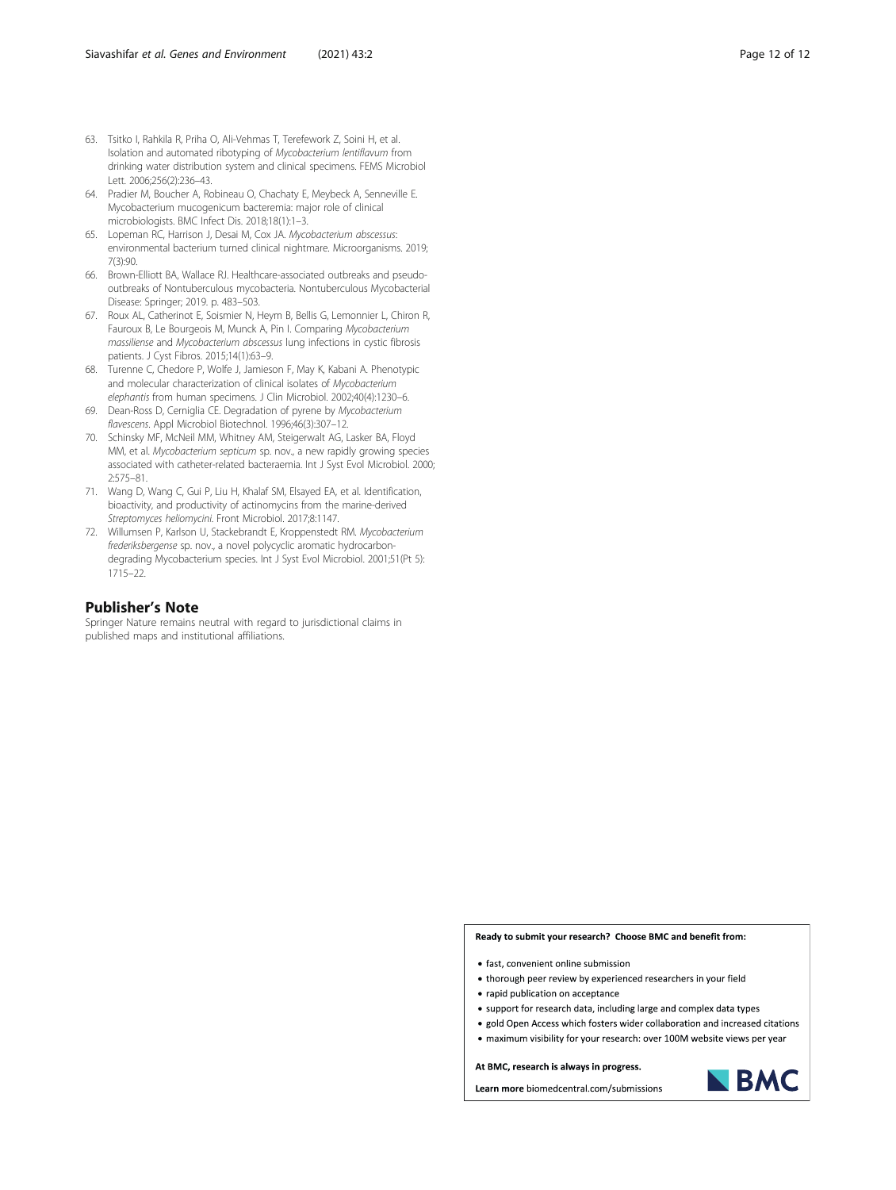63. Tsitko I, Rahkila R, Priha O, Ali-Vehmas T, Terefework Z, Soini H, et al. Isolation and automated ribotyping of *Mycobacterium lentiflavum* from drinking water distribution system and clinical specimens. FEMS Microbiol Lett. 2006;256(2):236–43.
64. Pradier M, Boucher A, Robineau O, Chachaty E, Meybeck A, Senneville E. Mycobacterium mucogenicum bacteremia: major role of clinical microbiologists. BMC Infect Dis. 2018;18(1):1–3.
65. Lopeman RC, Harrison J, Desai M, Cox JA. *Mycobacterium abscessus*: environmental bacterium turned clinical nightmare. Microorganisms. 2019; 7(3):90.
66. Brown-Elliott BA, Wallace RJ. Healthcare-associated outbreaks and pseudo-outbreaks of Nontuberculous mycobacteria. Nontuberculous Mycobacterial Disease: Springer; 2019. p. 483–503.
67. Roux AL, Catherinot E, Soismier N, Heym B, Bellis G, Lemonnier L, Chiron R, Fauroux B, Le Bourgeois M, Munck A, Pin I. Comparing *Mycobacterium massiliense* and *Mycobacterium abscessus* lung infections in cystic fibrosis patients. J Cyst Fibros. 2015;14(1):63–9.
68. Turenne C, Chedore P, Wolfe J, Jamieson F, May K, Kabani A. Phenotypic and molecular characterization of clinical isolates of *Mycobacterium elephantis* from human specimens. J Clin Microbiol. 2002;40(4):1230–6.
69. Dean-Ross D, Cerniglia CE. Degradation of pyrene by *Mycobacterium flavescens*. Appl Microbiol Biotechnol. 1996;46(3):307–12.
70. Schinsky MF, McNeil MM, Whitney AM, Steigerwalt AG, Lasker BA, Floyd MM, et al. *Mycobacterium septicum* sp. nov., a new rapidly growing species associated with catheter-related bacteraemia. Int J Syst Evol Microbiol. 2000; 2:575–81.
71. Wang D, Wang C, Gui P, Liu H, Khalaf SM, Elsayed EA, et al. Identification, bioactivity, and productivity of actinomycins from the marine-derived *Streptomyces heliomycini*. Front Microbiol. 2017;8:1147.
72. Willumsen P, Karlson U, Stackebrandt E, Kroppenstedt RM. *Mycobacterium frederiksbergense* sp. nov., a novel polycyclic aromatic hydrocarbon-degrading Mycobacterium species. Int J Syst Evol Microbiol. 2001;51(Pt 5): 1715–22.

## Publisher's Note

Springer Nature remains neutral with regard to jurisdictional claims in published maps and institutional affiliations.

**Ready to submit your research? Choose BMC and benefit from:**

- fast, convenient online submission
- thorough peer review by experienced researchers in your field
- rapid publication on acceptance
- support for research data, including large and complex data types
- gold Open Access which fosters wider collaboration and increased citations
- maximum visibility for your research: over 100M website views per year

**At BMC, research is always in progress.**

**Learn more** biomedcentral.com/submissions

BMC